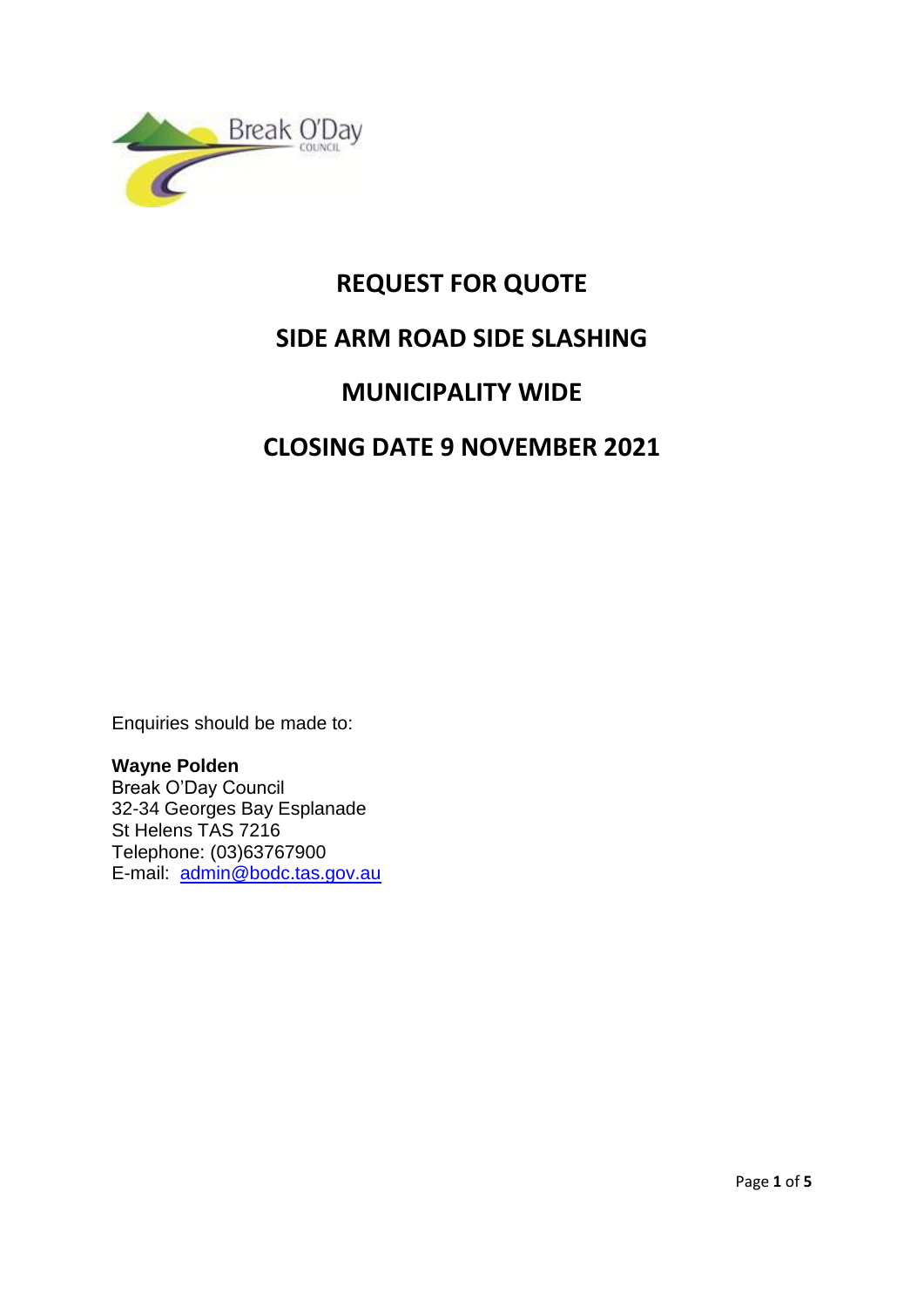# REQUEST FOR QUOTE

# SIDE ARM ROAD SIDE SLASHING

# MUNICIPALITY WIDE

# CLOSING DATE 9 NOVEMBER 2021

Enquiries should be made to:

**Wayne Polden**
Break O'Day Council
32-34 Georges Bay Esplanade
St Helens TAS 7216
Telephone: (03)63767900
E-mail: admin@bodc.tas.gov.au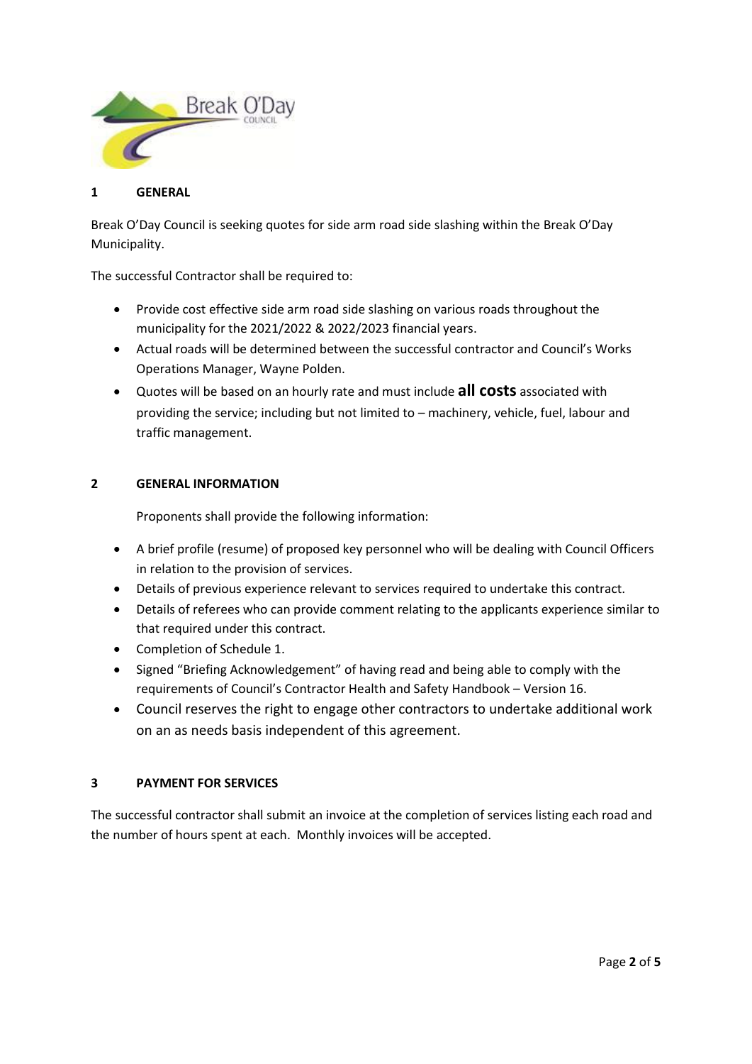## 1 GENERAL

Break O'Day Council is seeking quotes for side arm road side slashing within the Break O'Day Municipality.

The successful Contractor shall be required to:

- Provide cost effective side arm road side slashing on various roads throughout the municipality for the 2021/2022 & 2022/2023 financial years.
- Actual roads will be determined between the successful contractor and Council's Works Operations Manager, Wayne Polden.
- Quotes will be based on an hourly rate and must include **all costs** associated with providing the service; including but not limited to – machinery, vehicle, fuel, labour and traffic management.

## 2 GENERAL INFORMATION

Proponents shall provide the following information:

- A brief profile (resume) of proposed key personnel who will be dealing with Council Officers in relation to the provision of services.
- Details of previous experience relevant to services required to undertake this contract.
- Details of referees who can provide comment relating to the applicants experience similar to that required under this contract.
- Completion of Schedule 1.
- Signed "Briefing Acknowledgement" of having read and being able to comply with the requirements of Council's Contractor Health and Safety Handbook – Version 16.
- Council reserves the right to engage other contractors to undertake additional work on an as needs basis independent of this agreement.

## 3 PAYMENT FOR SERVICES

The successful contractor shall submit an invoice at the completion of services listing each road and the number of hours spent at each. Monthly invoices will be accepted.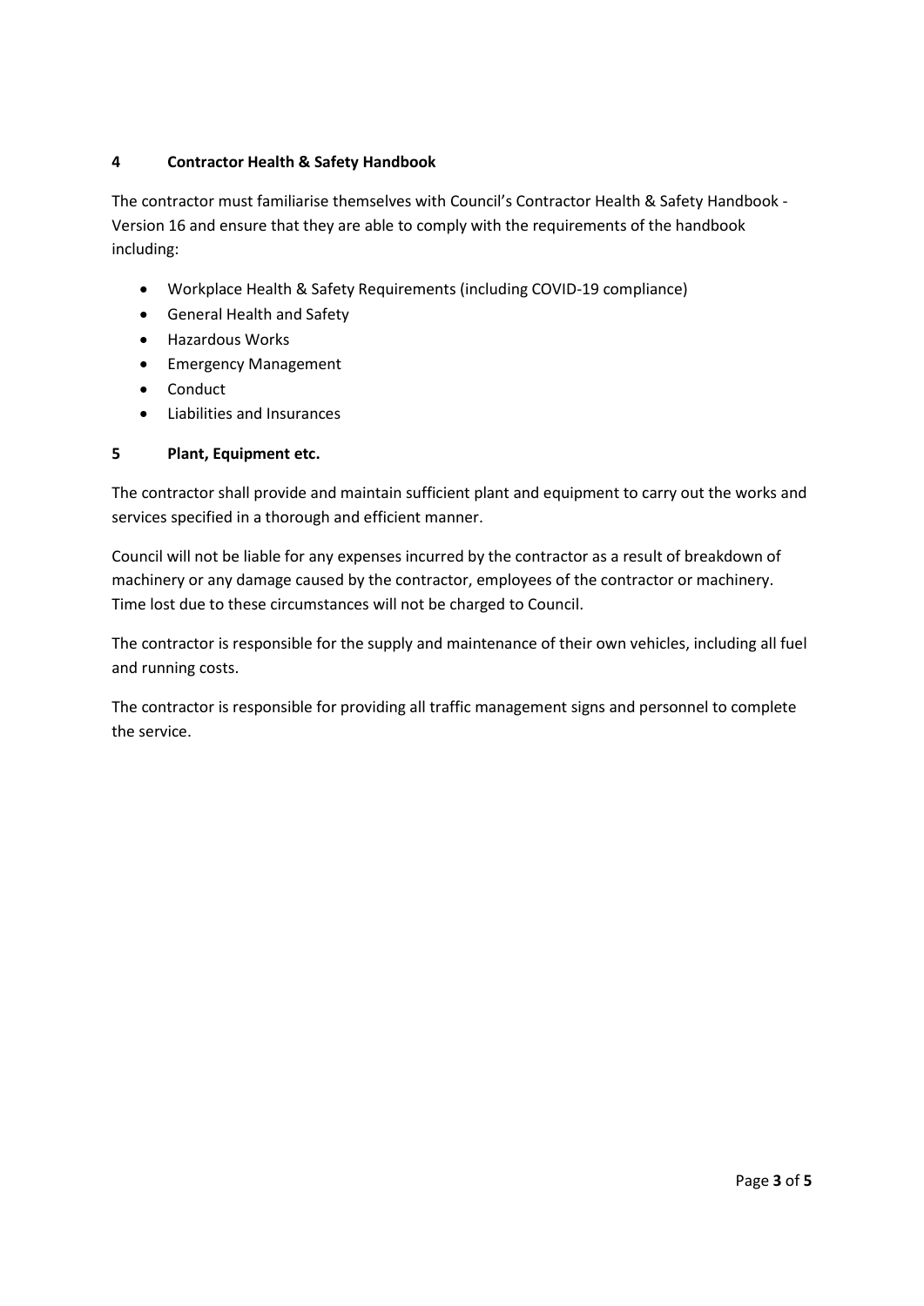## 4 Contractor Health & Safety Handbook

The contractor must familiarise themselves with Council's Contractor Health & Safety Handbook - Version 16 and ensure that they are able to comply with the requirements of the handbook including:

- Workplace Health & Safety Requirements (including COVID-19 compliance)
- General Health and Safety
- Hazardous Works
- Emergency Management
- Conduct
- Liabilities and Insurances

## 5 Plant, Equipment etc.

The contractor shall provide and maintain sufficient plant and equipment to carry out the works and services specified in a thorough and efficient manner.

Council will not be liable for any expenses incurred by the contractor as a result of breakdown of machinery or any damage caused by the contractor, employees of the contractor or machinery. Time lost due to these circumstances will not be charged to Council.

The contractor is responsible for the supply and maintenance of their own vehicles, including all fuel and running costs.

The contractor is responsible for providing all traffic management signs and personnel to complete the service.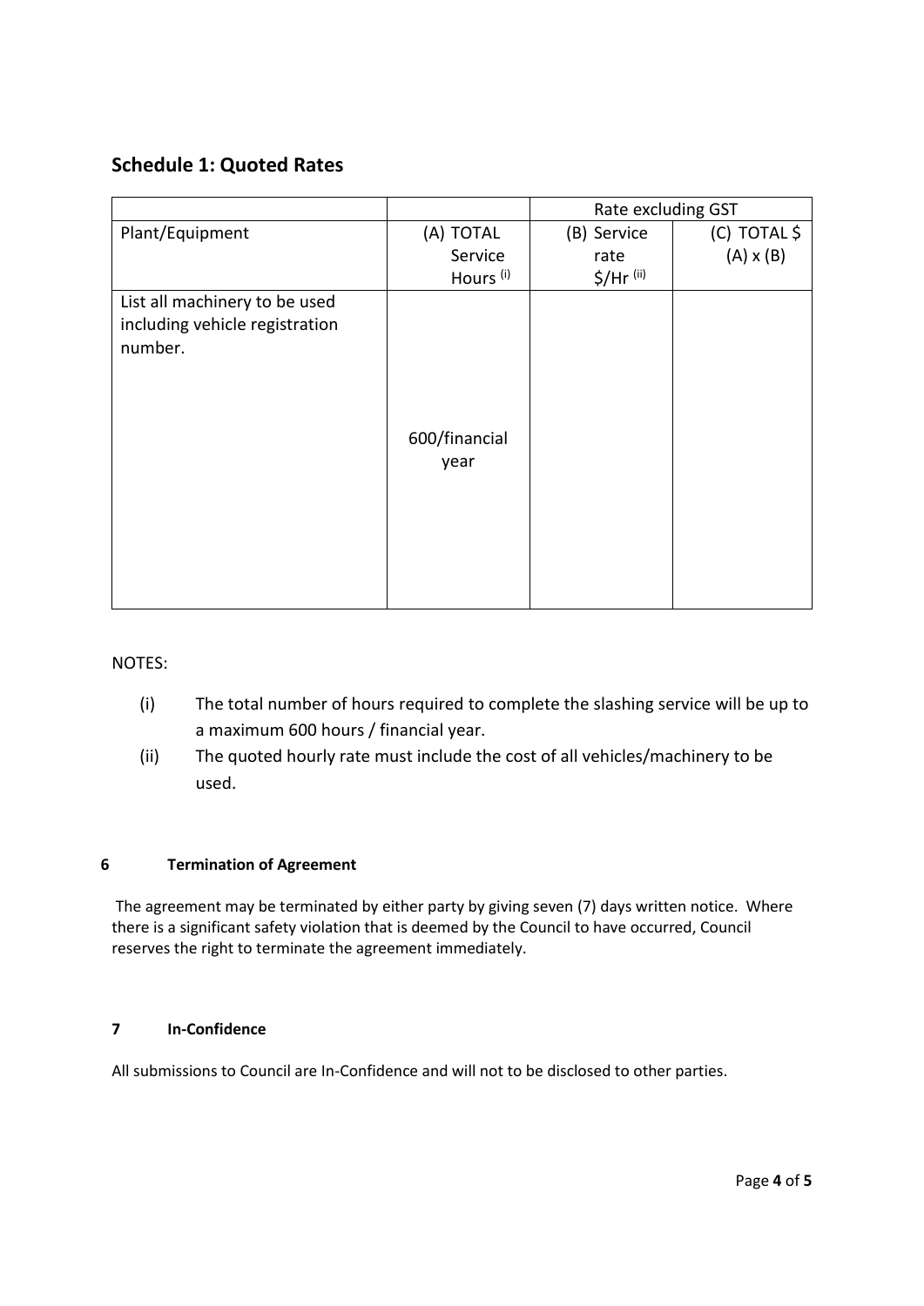## Schedule 1: Quoted Rates

| | | Rate excluding GST | |
|---|---|---|---|
| Plant/Equipment | (A) TOTAL Service Hours [(i)] | (B) Service rate \$/Hr [(ii)] | (C) TOTAL \$ (A) x (B) |
| List all machinery to be used including vehicle registration number. | 600/financial year | | |

NOTES:

(i) The total number of hours required to complete the slashing service will be up to a maximum 600 hours / financial year.

(ii) The quoted hourly rate must include the cost of all vehicles/machinery to be used.

### 6 Termination of Agreement

The agreement may be terminated by either party by giving seven (7) days written notice. Where there is a significant safety violation that is deemed by the Council to have occurred, Council reserves the right to terminate the agreement immediately.

### 7 In-Confidence

All submissions to Council are In-Confidence and will not to be disclosed to other parties.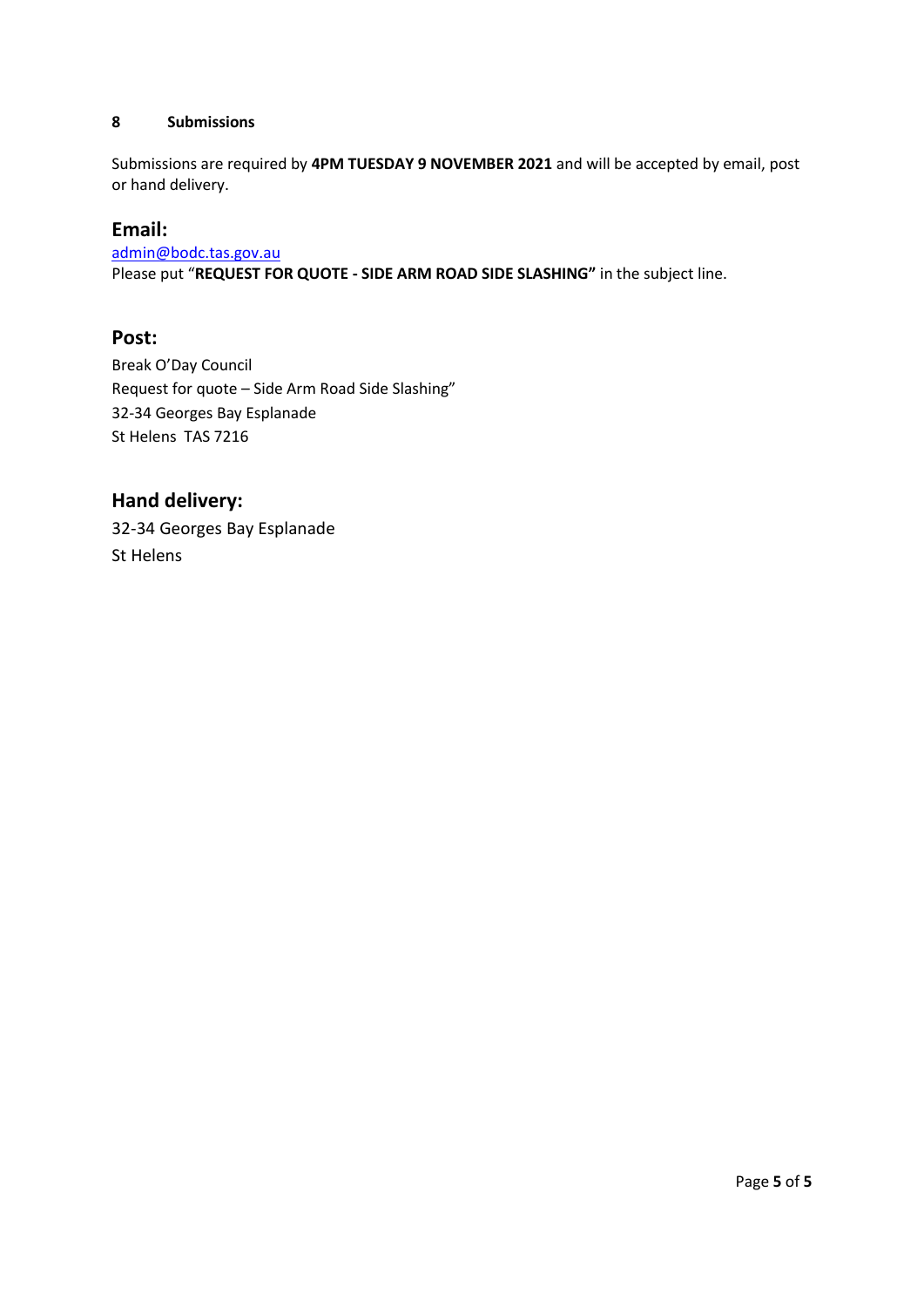## 8 Submissions

Submissions are required by **4PM TUESDAY 9 NOVEMBER 2021** and will be accepted by email, post or hand delivery.

### Email:

admin@bodc.tas.gov.au
Please put "**REQUEST FOR QUOTE - SIDE ARM ROAD SIDE SLASHING"** in the subject line.

### Post:

Break O'Day Council
Request for quote – Side Arm Road Side Slashing"
32-34 Georges Bay Esplanade
St Helens TAS 7216

### Hand delivery:

32-34 Georges Bay Esplanade
St Helens